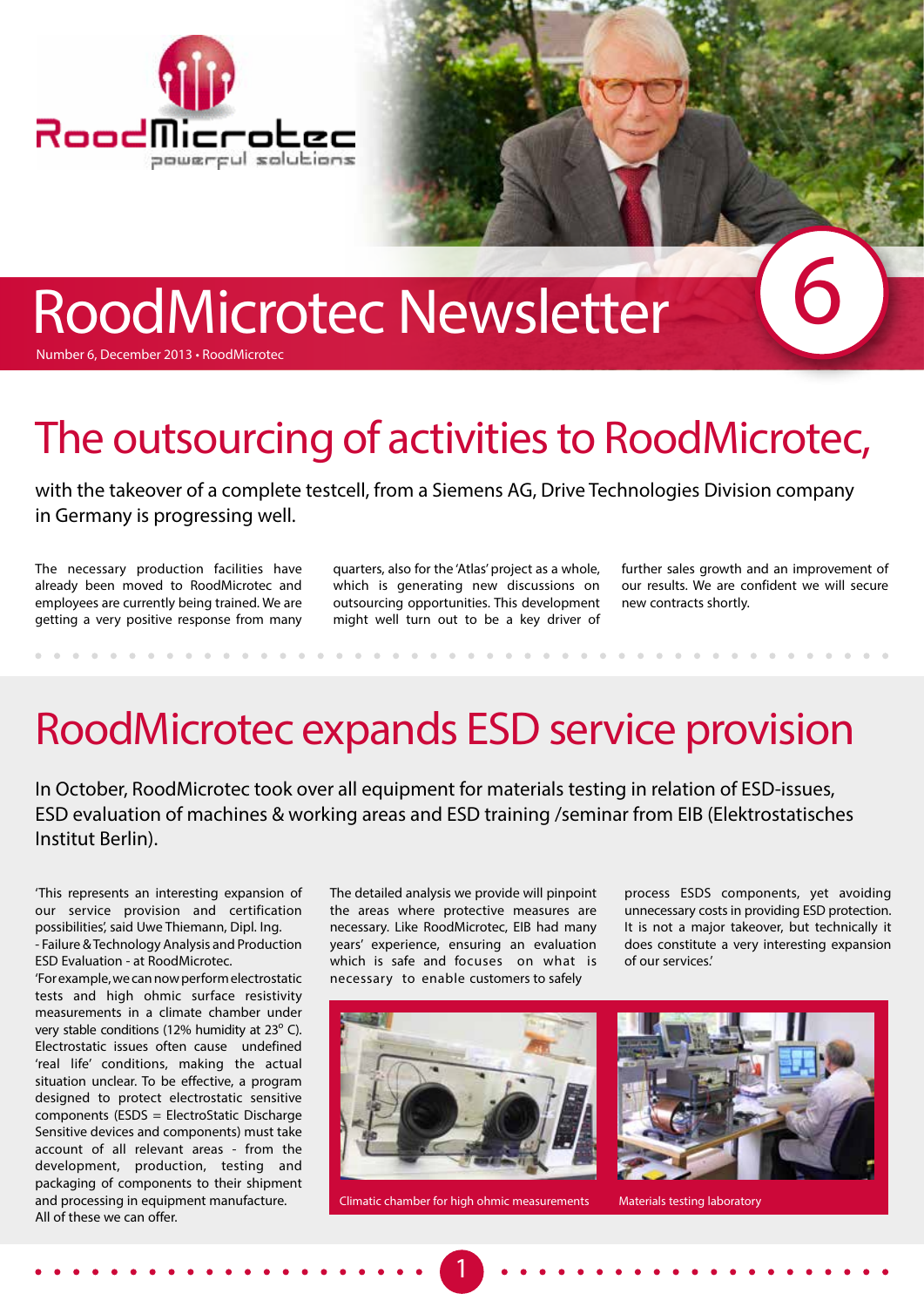# RoodMicrotec Newsletter

Number 6, December 2013 • RoodMicrotec

## The outsourcing of activities to RoodMicrotec,

with the takeover of a complete testcell, from a Siemens AG, Drive Technologies Division company in Germany is progressing well.

The necessary production facilities have already been moved to RoodMicrotec and employees are currently being trained. We are getting a very positive response from many quarters, also for the 'Atlas' project as a whole, which is generating new discussions on outsourcing opportunities. This development might well turn out to be a key driver of further sales growth and an improvement of our results. We are confident we will secure new contracts shortly.

## RoodMicrotec expands ESD service provision

In October, RoodMicrotec took over all equipment for materials testing in relation of ESD-issues, ESD evaluation of machines & working areas and ESD training /seminar from EIB (Elektrostatisches Institut Berlin).

'This represents an interesting expansion of our service provision and certification possibilities', said Uwe Thiemann, Dipl. Ing. - Failure & Technology Analysis and Production ESD Evaluation - at RoodMicrotec.
'For example, we can now perform electrostatic tests and high ohmic surface resistivity measurements in a climate chamber under very stable conditions (12% humidity at 23° C). Electrostatic issues often cause undefined 'real life' conditions, making the actual situation unclear. To be effective, a program designed to protect electrostatic sensitive components (ESDS = ElectroStatic Discharge Sensitive devices and components) must take account of all relevant areas - from the development, production, testing and packaging of components to their shipment and processing in equipment manufacture. All of these we can offer. The detailed analysis we provide will pinpoint the areas where protective measures are necessary. Like RoodMicrotec, EIB had many years' experience, ensuring an evaluation which is safe and focuses on what is necessary to enable customers to safely process ESDS components, yet avoiding unnecessary costs in providing ESD protection. It is not a major takeover, but technically it does constitute a very interesting expansion of our services.'

Climatic chamber for high ohmic measurements

Materials testing laboratory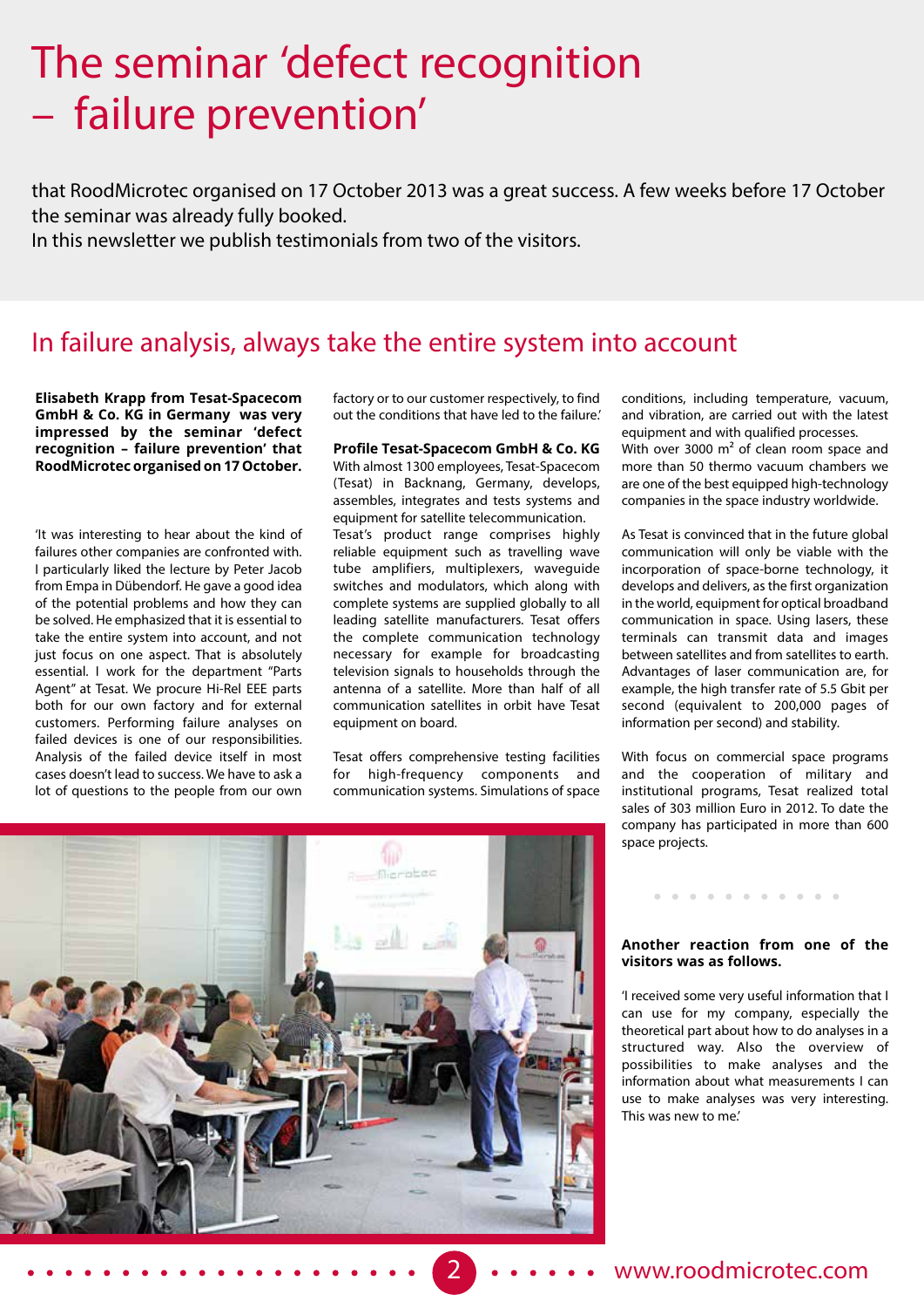# The seminar 'defect recognition – failure prevention'

that RoodMicrotec organised on 17 October 2013 was a great success. A few weeks before 17 October the seminar was already fully booked.
In this newsletter we publish testimonials from two of the visitors.

## In failure analysis, always take the entire system into account

**Elisabeth Krapp from Tesat-Spacecom GmbH & Co. KG in Germany was very impressed by the seminar 'defect recognition – failure prevention' that RoodMicrotec organised on 17 October.**

'It was interesting to hear about the kind of failures other companies are confronted with. I particularly liked the lecture by Peter Jacob from Empa in Dübendorf. He gave a good idea of the potential problems and how they can be solved. He emphasized that it is essential to take the entire system into account, and not just focus on one aspect. That is absolutely essential. I work for the department "Parts Agent" at Tesat. We procure Hi-Rel EEE parts both for our own factory and for external customers. Performing failure analyses on failed devices is one of our responsibilities. Analysis of the failed device itself in most cases doesn't lead to success. We have to ask a lot of questions to the people from our own factory or to our customer respectively, to find out the conditions that have led to the failure.'

**Profile Tesat-Spacecom GmbH & Co. KG**
With almost 1300 employees, Tesat-Spacecom (Tesat) in Backnang, Germany, develops, assembles, integrates and tests systems and equipment for satellite telecommunication. Tesat's product range comprises highly reliable equipment such as travelling wave tube amplifiers, multiplexers, waveguide switches and modulators, which along with complete systems are supplied globally to all leading satellite manufacturers. Tesat offers the complete communication technology necessary for example for broadcasting television signals to households through the antenna of a satellite. More than half of all communication satellites in orbit have Tesat equipment on board.

Tesat offers comprehensive testing facilities for high-frequency components and communication systems. Simulations of space conditions, including temperature, vacuum, and vibration, are carried out with the latest equipment and with qualified processes. With over 3000 $m^2$ of clean room space and more than 50 thermo vacuum chambers we are one of the best equipped high-technology companies in the space industry worldwide.

As Tesat is convinced that in the future global communication will only be viable with the incorporation of space-borne technology, it develops and delivers, as the first organization in the world, equipment for optical broadband communication in space. Using lasers, these terminals can transmit data and images between satellites and from satellites to earth. Advantages of laser communication are, for example, the high transfer rate of 5.5 Gbit per second (equivalent to 200,000 pages of information per second) and stability.

With focus on commercial space programs and the cooperation of military and institutional programs, Tesat realized total sales of 303 million Euro in 2012. To date the company has participated in more than 600 space projects.

**Another reaction from one of the visitors was as follows.**

'I received some very useful information that I can use for my company, especially the theoretical part about how to do analyses in a structured way. Also the overview of possibilities to make analyses and the information about what measurements I can use to make analyses was very interesting. This was new to me.'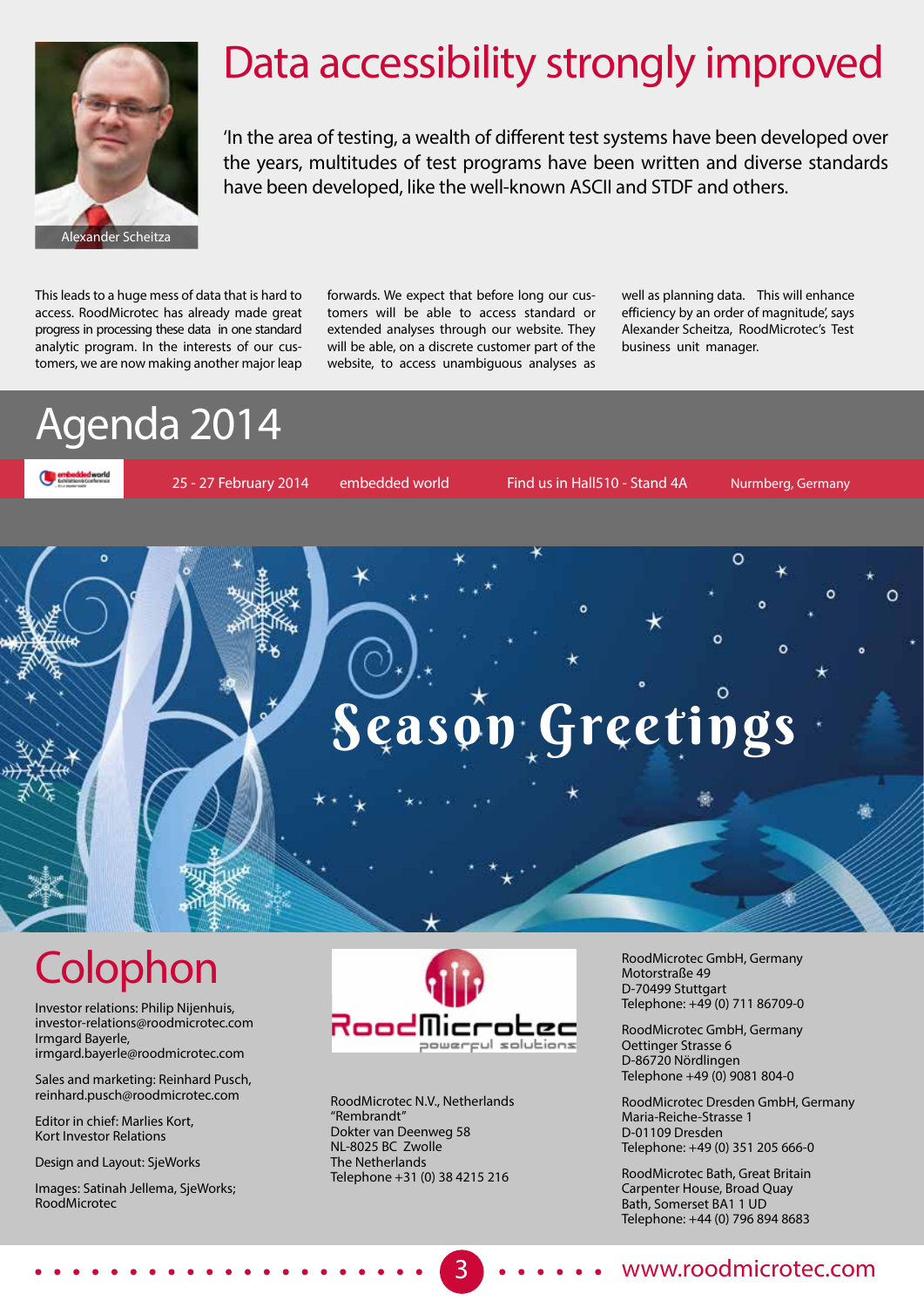# Data accessibility strongly improved

Alexander Scheitza

'In the area of testing, a wealth of different test systems have been developed over the years, multitudes of test programs have been written and diverse standards have been developed, like the well-known ASCII and STDF and others.

This leads to a huge mess of data that is hard to access. RoodMicrotec has already made great progress in processing these data in one standard analytic program. In the interests of our customers, we are now making another major leap forwards. We expect that before long our customers will be able to access standard or extended analyses through our website. They will be able, on a discrete customer part of the website, to access unambiguous analyses as well as planning data. This will enhance efficiency by an order of magnitude', says Alexander Scheitza, RoodMicrotec's Test business unit manager.

# Agenda 2014

| | | | |
|---|---|---|---|
| 25 - 27 February 2014 | embedded world | Find us in Hall510 - Stand 4A | Nurmberg, Germany |

Season Greetings

# Colophon

Investor relations: Philip Nijenhuis,
investor-relations@roodmicrotec.com
Irmgard Bayerle,
irmgard.bayerle@roodmicrotec.com

Sales and marketing: Reinhard Pusch,
reinhard.pusch@roodmicrotec.com

Editor in chief: Marlies Kort,
Kort Investor Relations

Design and Layout: SjeWorks

Images: Satinah Jellema, SjeWorks;
RoodMicrotec

RoodMicrotec powerful solutions

RoodMicrotec N.V., Netherlands
"Rembrandt"
Dokter van Deenweg 58
NL-8025 BC Zwolle
The Netherlands
Telephone +31 (0) 38 4215 216

RoodMicrotec GmbH, Germany
Motorstraße 49
D-70499 Stuttgart
Telephone: +49 (0) 711 86709-0

RoodMicrotec GmbH, Germany
Oettinger Strasse 6
D-86720 Nördlingen
Telephone +49 (0) 9081 804-0

RoodMicrotec Dresden GmbH, Germany
Maria-Reiche-Strasse 1
D-01109 Dresden
Telephone: +49 (0) 351 205 666-0

RoodMicrotec Bath, Great Britain
Carpenter House, Broad Quay
Bath, Somerset BA1 1 UD
Telephone: +44 (0) 796 894 8683

www.roodmicrotec.com